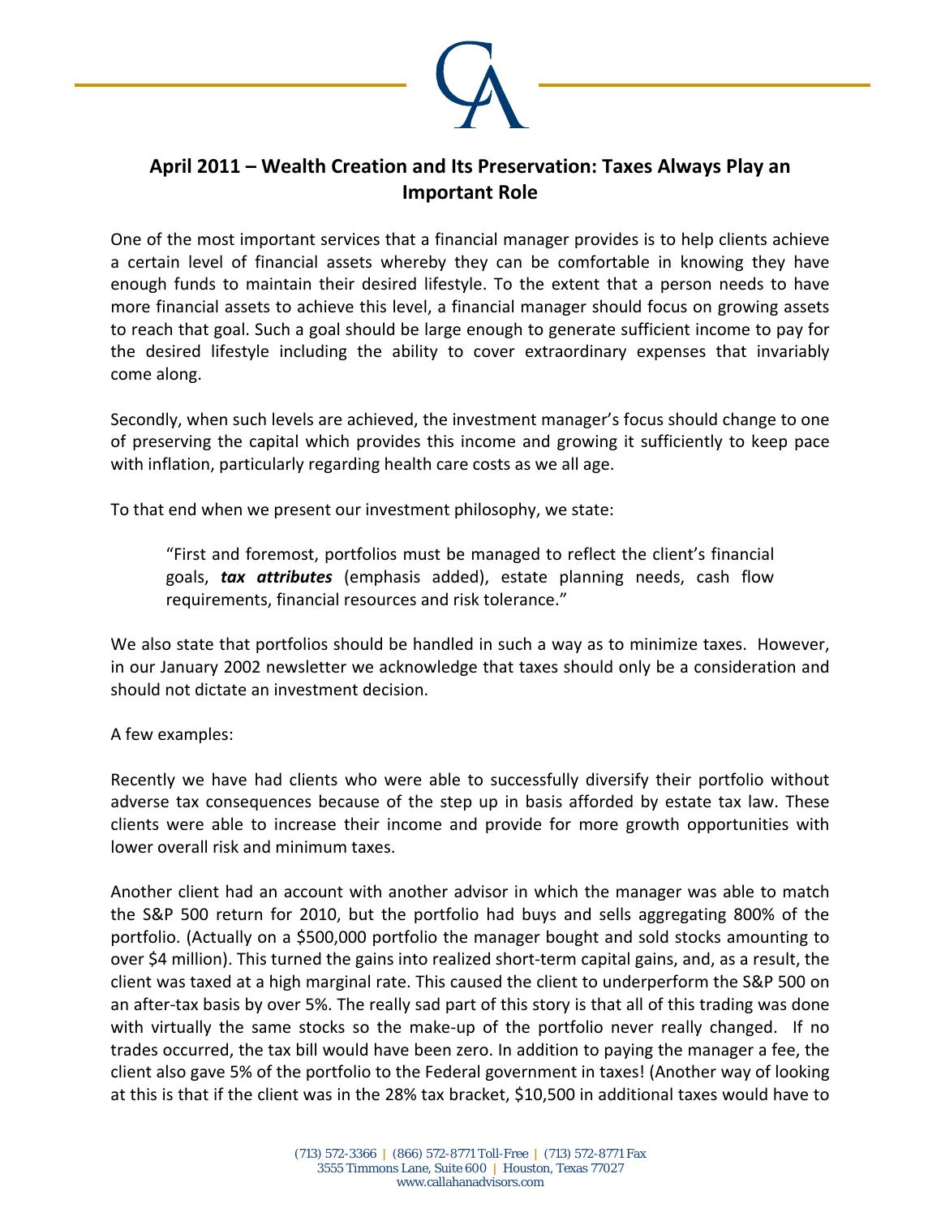## April 2011 – Wealth Creation and Its Preservation: Taxes Always Play an Important Role

One of the most important services that a financial manager provides is to help clients achieve a certain level of financial assets whereby they can be comfortable in knowing they have enough funds to maintain their desired lifestyle. To the extent that a person needs to have more financial assets to achieve this level, a financial manager should focus on growing assets to reach that goal. Such a goal should be large enough to generate sufficient income to pay for the desired lifestyle including the ability to cover extraordinary expenses that invariably come along.

Secondly, when such levels are achieved, the investment manager's focus should change to one of preserving the capital which provides this income and growing it sufficiently to keep pace with inflation, particularly regarding health care costs as we all age.

To that end when we present our investment philosophy, we state:

> "First and foremost, portfolios must be managed to reflect the client's financial goals, ***tax attributes*** (emphasis added), estate planning needs, cash flow requirements, financial resources and risk tolerance."

We also state that portfolios should be handled in such a way as to minimize taxes. However, in our January 2002 newsletter we acknowledge that taxes should only be a consideration and should not dictate an investment decision.

A few examples:

Recently we have had clients who were able to successfully diversify their portfolio without adverse tax consequences because of the step up in basis afforded by estate tax law. These clients were able to increase their income and provide for more growth opportunities with lower overall risk and minimum taxes.

Another client had an account with another advisor in which the manager was able to match the S&P 500 return for 2010, but the portfolio had buys and sells aggregating 800% of the portfolio. (Actually on a $500,000 portfolio the manager bought and sold stocks amounting to over $4 million). This turned the gains into realized short-term capital gains, and, as a result, the client was taxed at a high marginal rate. This caused the client to underperform the S&P 500 on an after-tax basis by over 5%. The really sad part of this story is that all of this trading was done with virtually the same stocks so the make-up of the portfolio never really changed. If no trades occurred, the tax bill would have been zero. In addition to paying the manager a fee, the client also gave 5% of the portfolio to the Federal government in taxes! (Another way of looking at this is that if the client was in the 28% tax bracket, $10,500 in additional taxes would have to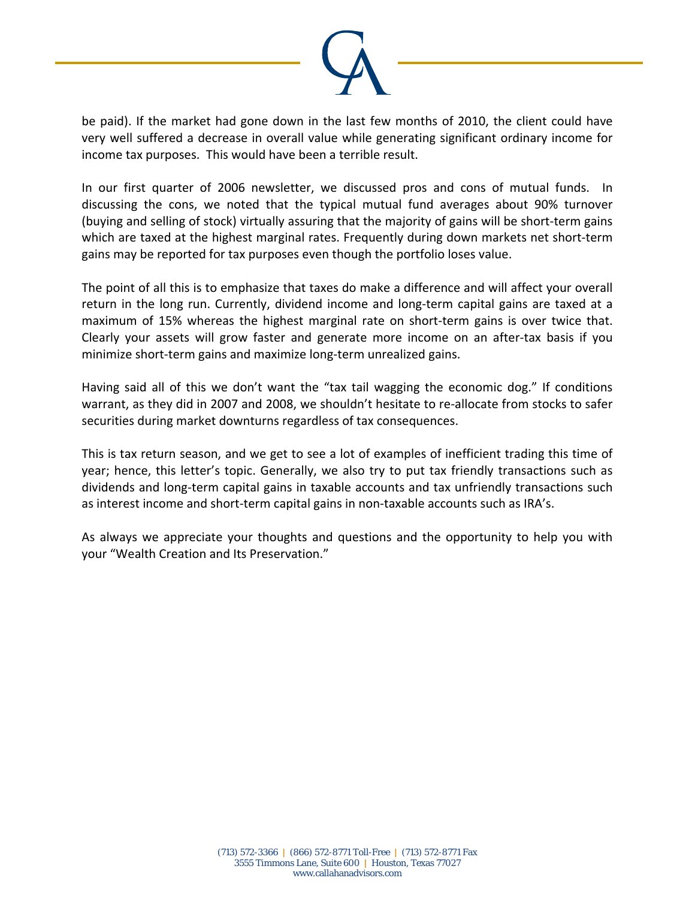be paid). If the market had gone down in the last few months of 2010, the client could have very well suffered a decrease in overall value while generating significant ordinary income for income tax purposes. This would have been a terrible result.

In our first quarter of 2006 newsletter, we discussed pros and cons of mutual funds. In discussing the cons, we noted that the typical mutual fund averages about 90% turnover (buying and selling of stock) virtually assuring that the majority of gains will be short-term gains which are taxed at the highest marginal rates. Frequently during down markets net short-term gains may be reported for tax purposes even though the portfolio loses value.

The point of all this is to emphasize that taxes do make a difference and will affect your overall return in the long run. Currently, dividend income and long-term capital gains are taxed at a maximum of 15% whereas the highest marginal rate on short-term gains is over twice that. Clearly your assets will grow faster and generate more income on an after-tax basis if you minimize short-term gains and maximize long-term unrealized gains.

Having said all of this we don't want the "tax tail wagging the economic dog." If conditions warrant, as they did in 2007 and 2008, we shouldn't hesitate to re-allocate from stocks to safer securities during market downturns regardless of tax consequences.

This is tax return season, and we get to see a lot of examples of inefficient trading this time of year; hence, this letter's topic. Generally, we also try to put tax friendly transactions such as dividends and long-term capital gains in taxable accounts and tax unfriendly transactions such as interest income and short-term capital gains in non-taxable accounts such as IRA's.

As always we appreciate your thoughts and questions and the opportunity to help you with your "Wealth Creation and Its Preservation."